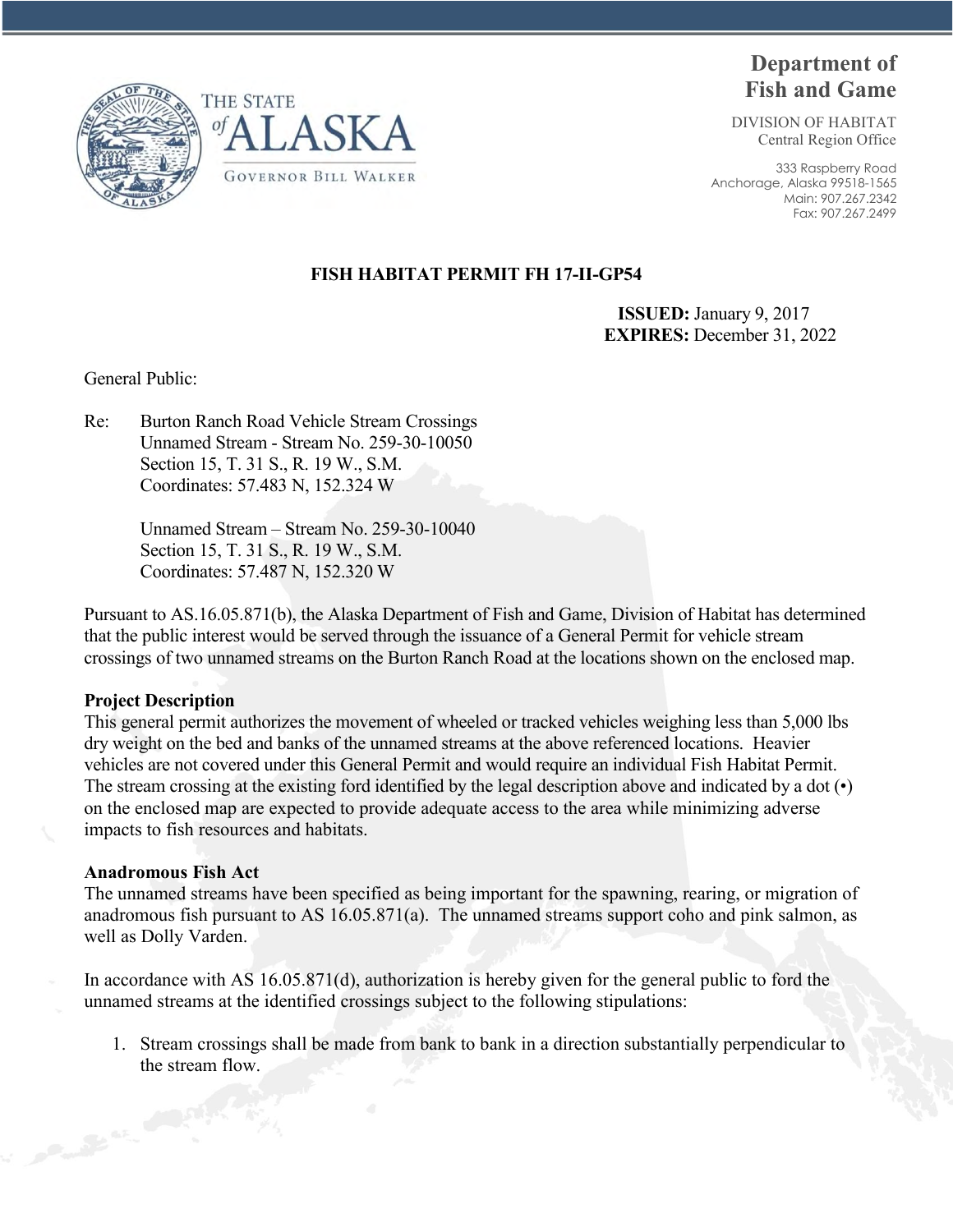THE STATE of ALASKA

GOVERNOR BILL WALKER

# Department of Fish and Game

DIVISION OF HABITAT
Central Region Office

333 Raspberry Road
Anchorage, Alaska 99518-1565
Main: 907.267.2342
Fax: 907.267.2499

## FISH HABITAT PERMIT FH 17-II-GP54

**ISSUED:** January 9, 2017
**EXPIRES:** December 31, 2022

General Public:

Re: Burton Ranch Road Vehicle Stream Crossings
Unnamed Stream - Stream No. 259-30-10050
Section 15, T. 31 S., R. 19 W., S.M.
Coordinates: 57.483 N, 152.324 W

Unnamed Stream – Stream No. 259-30-10040
Section 15, T. 31 S., R. 19 W., S.M.
Coordinates: 57.487 N, 152.320 W

Pursuant to AS.16.05.871(b), the Alaska Department of Fish and Game, Division of Habitat has determined that the public interest would be served through the issuance of a General Permit for vehicle stream crossings of two unnamed streams on the Burton Ranch Road at the locations shown on the enclosed map.

**Project Description**
This general permit authorizes the movement of wheeled or tracked vehicles weighing less than 5,000 lbs dry weight on the bed and banks of the unnamed streams at the above referenced locations. Heavier vehicles are not covered under this General Permit and would require an individual Fish Habitat Permit. The stream crossing at the existing ford identified by the legal description above and indicated by a dot (•) on the enclosed map are expected to provide adequate access to the area while minimizing adverse impacts to fish resources and habitats.

**Anadromous Fish Act**
The unnamed streams have been specified as being important for the spawning, rearing, or migration of anadromous fish pursuant to AS 16.05.871(a). The unnamed streams support coho and pink salmon, as well as Dolly Varden.

In accordance with AS 16.05.871(d), authorization is hereby given for the general public to ford the unnamed streams at the identified crossings subject to the following stipulations:

1. Stream crossings shall be made from bank to bank in a direction substantially perpendicular to the stream flow.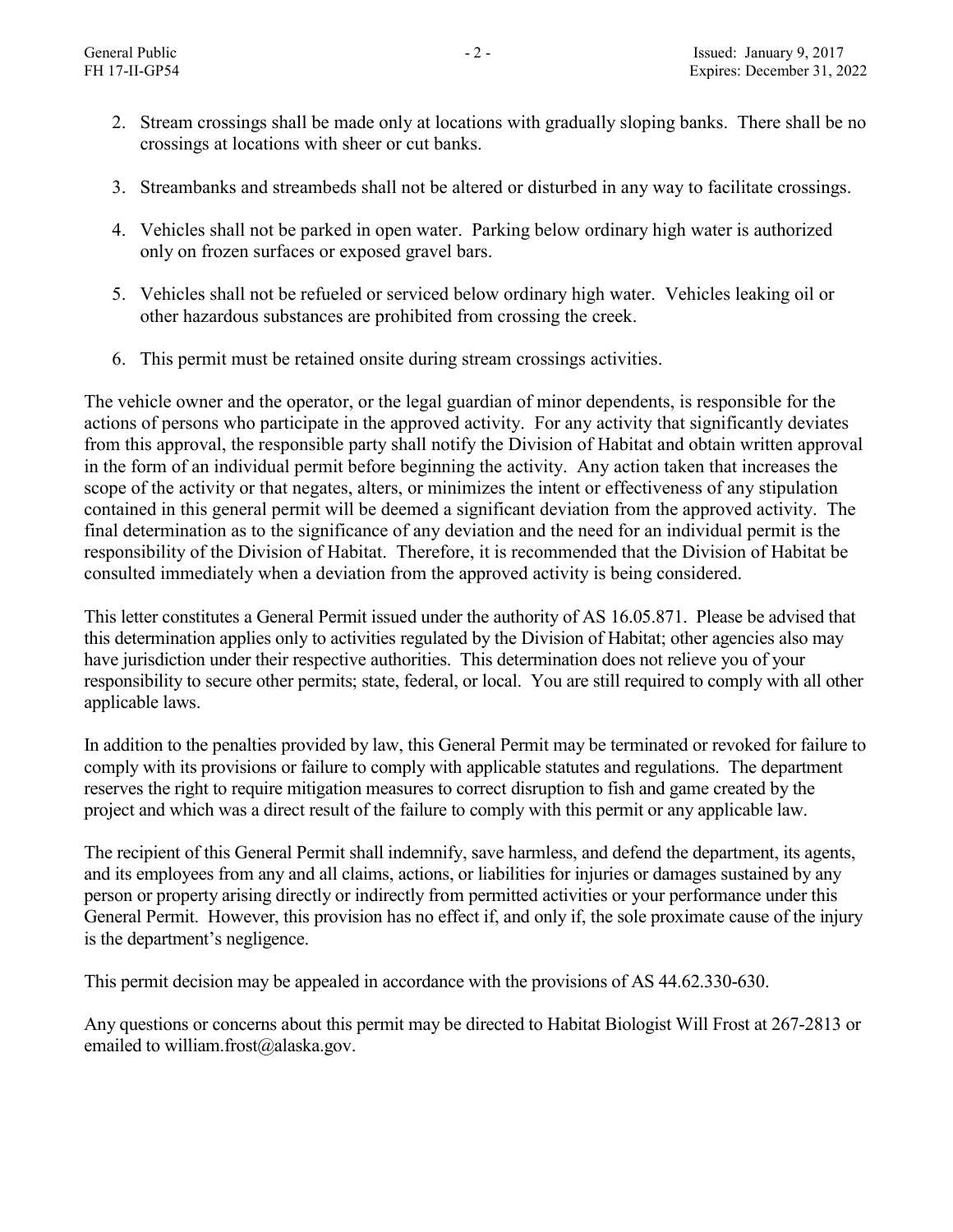2. Stream crossings shall be made only at locations with gradually sloping banks. There shall be no crossings at locations with sheer or cut banks.

3. Streambanks and streambeds shall not be altered or disturbed in any way to facilitate crossings.

4. Vehicles shall not be parked in open water. Parking below ordinary high water is authorized only on frozen surfaces or exposed gravel bars.

5. Vehicles shall not be refueled or serviced below ordinary high water. Vehicles leaking oil or other hazardous substances are prohibited from crossing the creek.

6. This permit must be retained onsite during stream crossings activities.

The vehicle owner and the operator, or the legal guardian of minor dependents, is responsible for the actions of persons who participate in the approved activity. For any activity that significantly deviates from this approval, the responsible party shall notify the Division of Habitat and obtain written approval in the form of an individual permit before beginning the activity. Any action taken that increases the scope of the activity or that negates, alters, or minimizes the intent or effectiveness of any stipulation contained in this general permit will be deemed a significant deviation from the approved activity. The final determination as to the significance of any deviation and the need for an individual permit is the responsibility of the Division of Habitat. Therefore, it is recommended that the Division of Habitat be consulted immediately when a deviation from the approved activity is being considered.

This letter constitutes a General Permit issued under the authority of AS 16.05.871. Please be advised that this determination applies only to activities regulated by the Division of Habitat; other agencies also may have jurisdiction under their respective authorities. This determination does not relieve you of your responsibility to secure other permits; state, federal, or local. You are still required to comply with all other applicable laws.

In addition to the penalties provided by law, this General Permit may be terminated or revoked for failure to comply with its provisions or failure to comply with applicable statutes and regulations. The department reserves the right to require mitigation measures to correct disruption to fish and game created by the project and which was a direct result of the failure to comply with this permit or any applicable law.

The recipient of this General Permit shall indemnify, save harmless, and defend the department, its agents, and its employees from any and all claims, actions, or liabilities for injuries or damages sustained by any person or property arising directly or indirectly from permitted activities or your performance under this General Permit. However, this provision has no effect if, and only if, the sole proximate cause of the injury is the department's negligence.

This permit decision may be appealed in accordance with the provisions of AS 44.62.330-630.

Any questions or concerns about this permit may be directed to Habitat Biologist Will Frost at 267-2813 or emailed to william.frost@alaska.gov.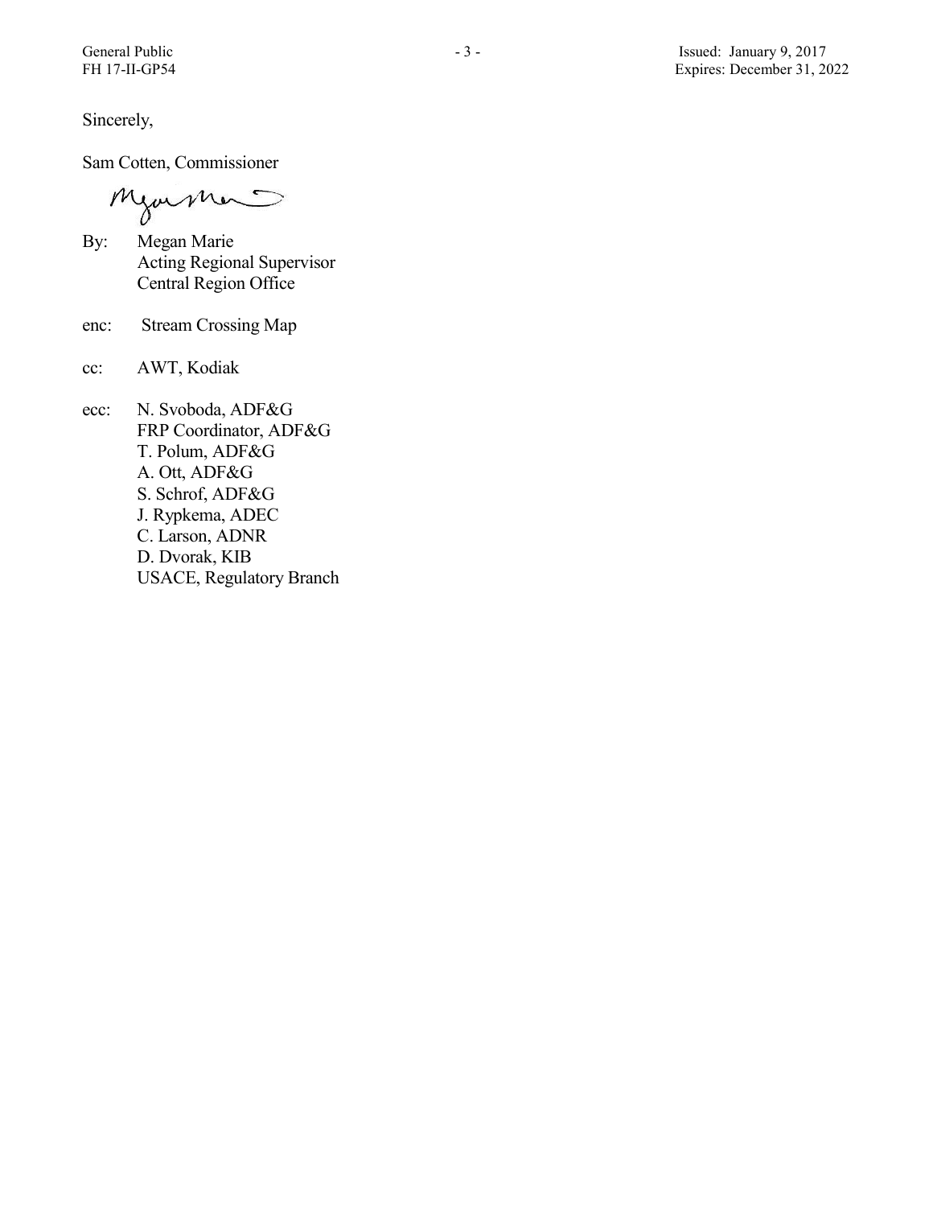Sincerely,

Sam Cotten, Commissioner

By: Megan Marie
Acting Regional Supervisor
Central Region Office

enc: Stream Crossing Map

cc: AWT, Kodiak

ecc: N. Svoboda, ADF&G
FRP Coordinator, ADF&G
T. Polum, ADF&G
A. Ott, ADF&G
S. Schrof, ADF&G
J. Rypkema, ADEC
C. Larson, ADNR
D. Dvorak, KIB
USACE, Regulatory Branch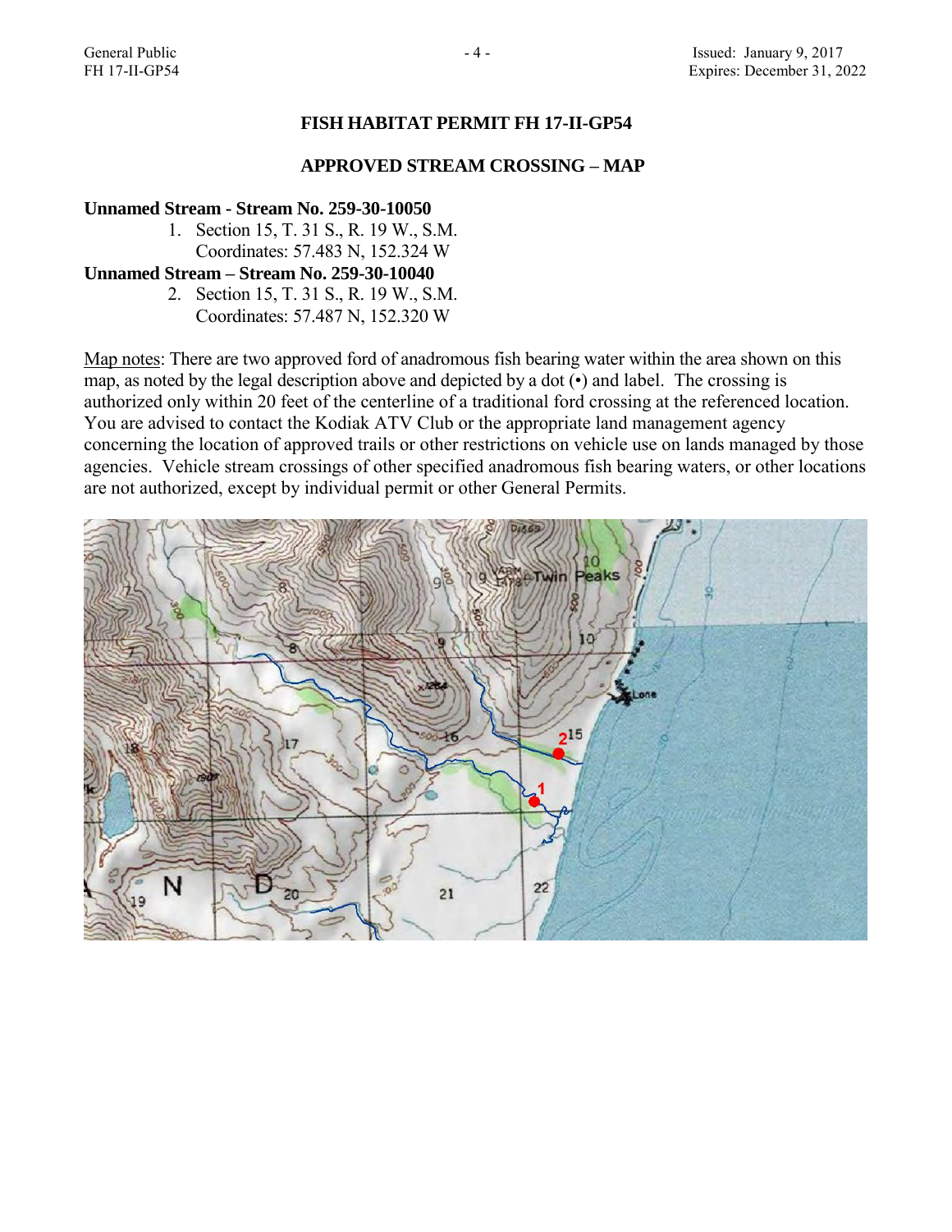# FISH HABITAT PERMIT FH 17-II-GP54

## APPROVED STREAM CROSSING – MAP

**Unnamed Stream - Stream No. 259-30-10050**

1. Section 15, T. 31 S., R. 19 W., S.M.
   Coordinates: 57.483 N, 152.324 W

**Unnamed Stream – Stream No. 259-30-10040**

2. Section 15, T. 31 S., R. 19 W., S.M.
   Coordinates: 57.487 N, 152.320 W

Map notes: There are two approved ford of anadromous fish bearing water within the area shown on this map, as noted by the legal description above and depicted by a dot (•) and label. The crossing is authorized only within 20 feet of the centerline of a traditional ford crossing at the referenced location. You are advised to contact the Kodiak ATV Club or the appropriate land management agency concerning the location of approved trails or other restrictions on vehicle use on lands managed by those agencies. Vehicle stream crossings of other specified anadromous fish bearing waters, or other locations are not authorized, except by individual permit or other General Permits.

Twin Peaks

Lone

1

2

7 8 9 10

18 17 16 15

19 20 21 22

N D